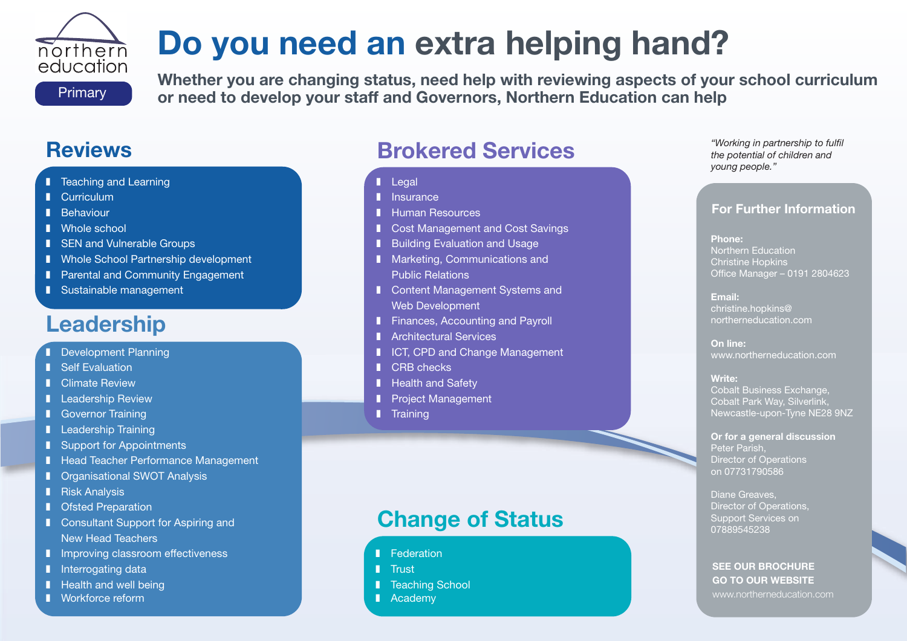northern education

Primary

# Do you need an extra helping hand?

**Whether you are changing status, need help with reviewing aspects of your school curriculum or need to develop your staff and Governors, Northern Education can help**

## Reviews

- Teaching and Learning
- Curriculum
- Behaviour
- Whole school
- SEN and Vulnerable Groups
- Whole School Partnership development
- Parental and Community Engagement
- Sustainable management

## Leadership

- Development Planning
- Self Evaluation
- Climate Review
- Leadership Review
- Governor Training
- Leadership Training
- Support for Appointments
- Head Teacher Performance Management
- Organisational SWOT Analysis
- Risk Analysis
- Ofsted Preparation
- Consultant Support for Aspiring and New Head Teachers
- Improving classroom effectiveness
- Interrogating data
- Health and well being
- Workforce reform

## Brokered Services

- Legal
- Insurance
- Human Resources
- Cost Management and Cost Savings
- Building Evaluation and Usage
- Marketing, Communications and Public Relations
- Content Management Systems and Web Development
- Finances, Accounting and Payroll
- Architectural Services
- ICT, CPD and Change Management
- CRB checks
- Health and Safety
- Project Management
- Training

## Change of Status

- Federation
- Trust
- Teaching School
- Academy

*"Working in partnership to fulfil the potential of children and young people."*

### For Further Information

**Phone:**
Northern Education
Christine Hopkins
Office Manager – 0191 2804623

**Email:**
christine.hopkins@northerneducation.com

**On line:**
www.northerneducation.com

**Write:**
Cobalt Business Exchange,
Cobalt Park Way, Silverlink,
Newcastle-upon-Tyne NE28 9NZ

**Or for a general discussion**
Peter Parish,
Director of Operations
on 07731790586

Diane Greaves,
Director of Operations,
Support Services on
07889545238

**SEE OUR BROCHURE**
**GO TO OUR WEBSITE**
www.northerneducation.com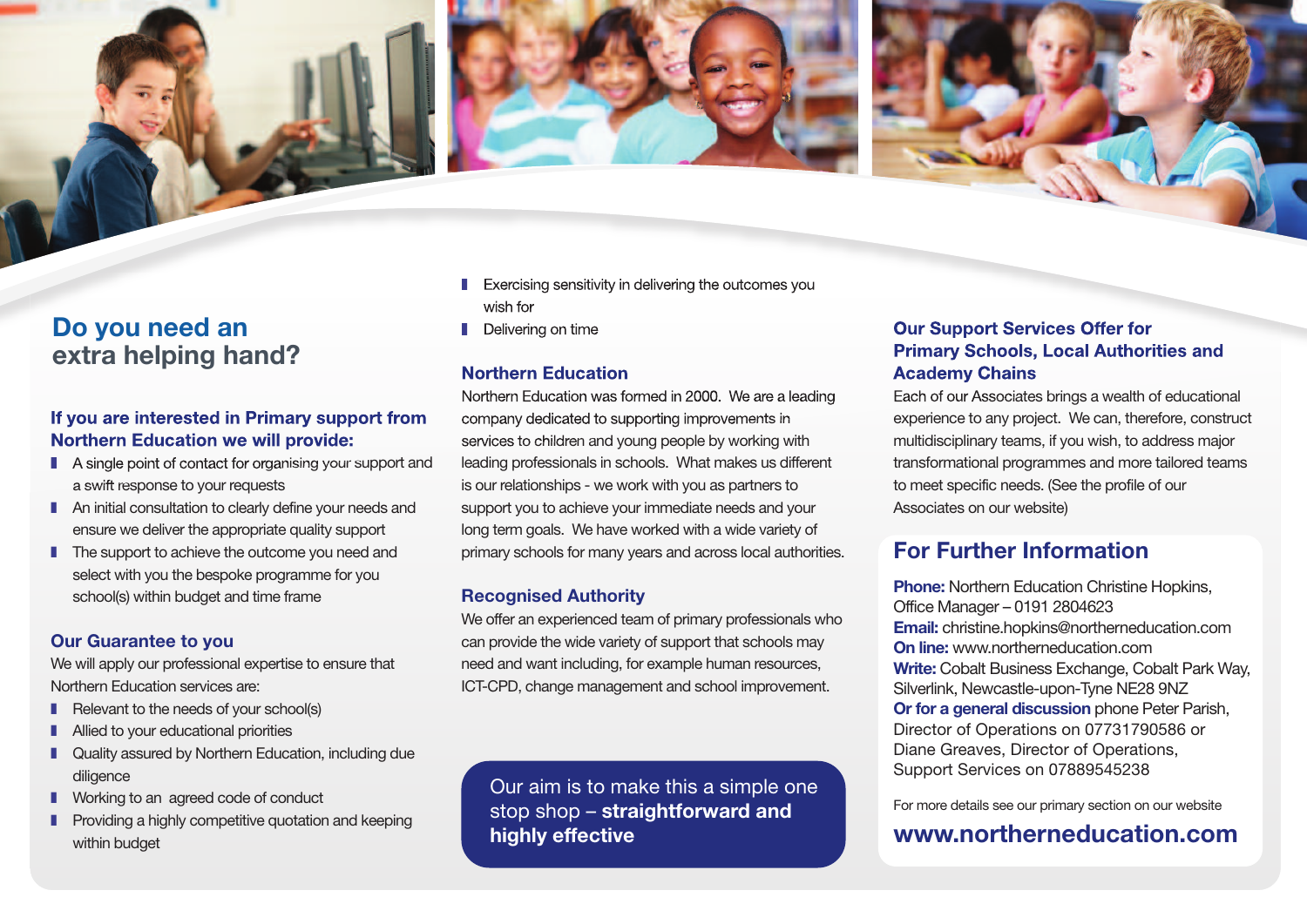## Do you need an extra helping hand?

### If you are interested in Primary support from Northern Education we will provide:

- A single point of contact for organising your support and a swift response to your requests
- An initial consultation to clearly define your needs and ensure we deliver the appropriate quality support
- The support to achieve the outcome you need and select with you the bespoke programme for you school(s) within budget and time frame

### Our Guarantee to you

We will apply our professional expertise to ensure that Northern Education services are:

- Relevant to the needs of your school(s)
- Allied to your educational priorities
- Quality assured by Northern Education, including due diligence
- Working to an agreed code of conduct
- Providing a highly competitive quotation and keeping within budget
- Exercising sensitivity in delivering the outcomes you wish for
- Delivering on time

### Northern Education

Northern Education was formed in 2000. We are a leading company dedicated to supporting improvements in services to children and young people by working with leading professionals in schools. What makes us different is our relationships - we work with you as partners to support you to achieve your immediate needs and your long term goals. We have worked with a wide variety of primary schools for many years and across local authorities.

### Recognised Authority

We offer an experienced team of primary professionals who can provide the wide variety of support that schools may need and want including, for example human resources, ICT-CPD, change management and school improvement.

Our aim is to make this a simple one stop shop – **straightforward and highly effective**

### Our Support Services Offer for Primary Schools, Local Authorities and Academy Chains

Each of our Associates brings a wealth of educational experience to any project. We can, therefore, construct multidisciplinary teams, if you wish, to address major transformational programmes and more tailored teams to meet specific needs. (See the profile of our Associates on our website)

## For Further Information

**Phone:** Northern Education Christine Hopkins, Office Manager – 0191 2804623
**Email:** christine.hopkins@northerneducation.com
**On line:** www.northerneducation.com
**Write:** Cobalt Business Exchange, Cobalt Park Way, Silverlink, Newcastle-upon-Tyne NE28 9NZ
**Or for a general discussion** phone Peter Parish, Director of Operations on 07731790586 or Diane Greaves, Director of Operations, Support Services on 07889545238

For more details see our primary section on our website

**www.northerneducation.com**